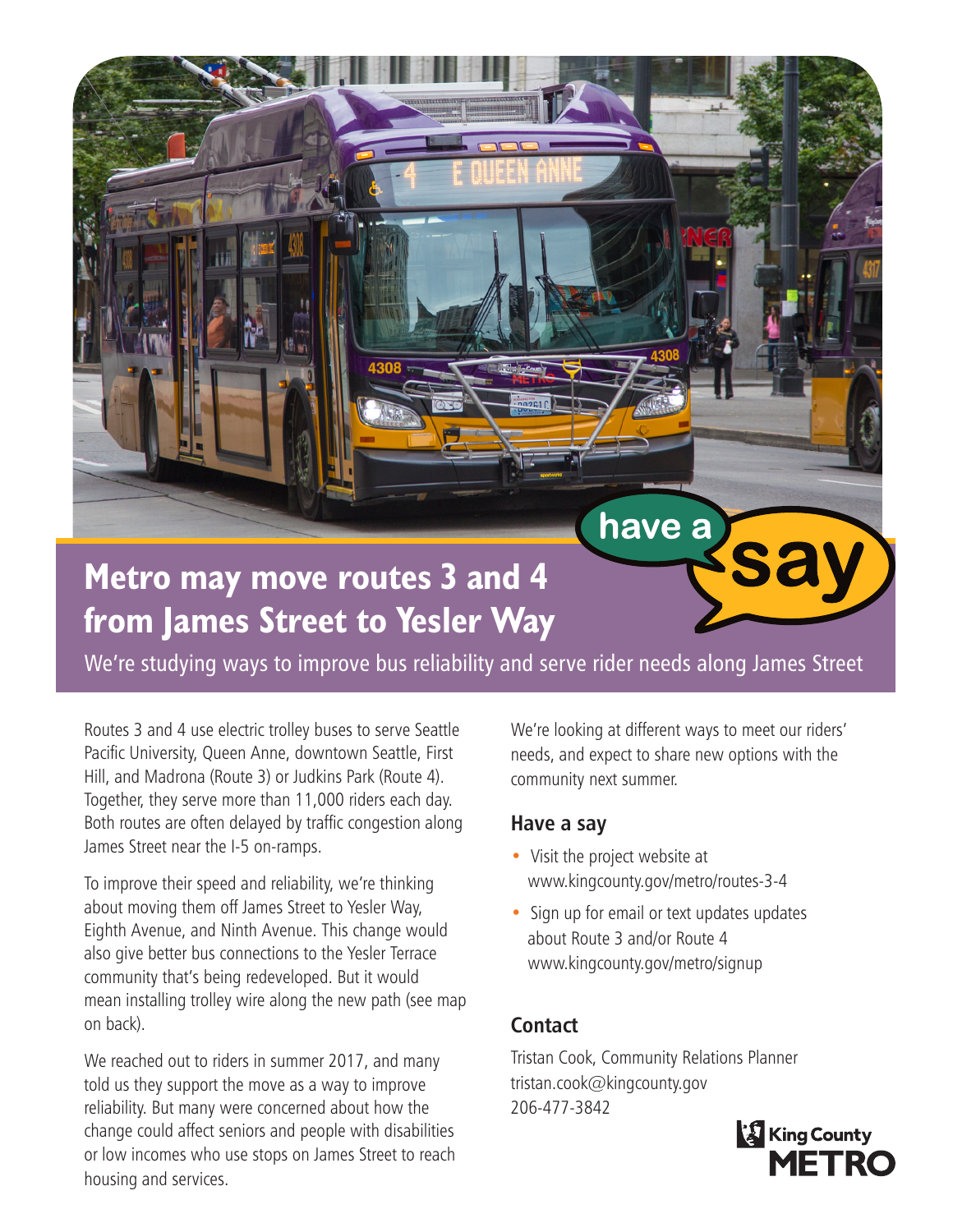have a say

# Metro may move routes 3 and 4 from James Street to Yesler Way

We're studying ways to improve bus reliability and serve rider needs along James Street

Routes 3 and 4 use electric trolley buses to serve Seattle Pacific University, Queen Anne, downtown Seattle, First Hill, and Madrona (Route 3) or Judkins Park (Route 4). Together, they serve more than 11,000 riders each day. Both routes are often delayed by traffic congestion along James Street near the I-5 on-ramps.

To improve their speed and reliability, we're thinking about moving them off James Street to Yesler Way, Eighth Avenue, and Ninth Avenue. This change would also give better bus connections to the Yesler Terrace community that's being redeveloped. But it would mean installing trolley wire along the new path (see map on back).

We reached out to riders in summer 2017, and many told us they support the move as a way to improve reliability. But many were concerned about how the change could affect seniors and people with disabilities or low incomes who use stops on James Street to reach housing and services.

We're looking at different ways to meet our riders' needs, and expect to share new options with the community next summer.

## Have a say

- Visit the project website at www.kingcounty.gov/metro/routes-3-4
- Sign up for email or text updates updates about Route 3 and/or Route 4 www.kingcounty.gov/metro/signup

## Contact

Tristan Cook, Community Relations Planner
tristan.cook@kingcounty.gov
206-477-3842

King County METRO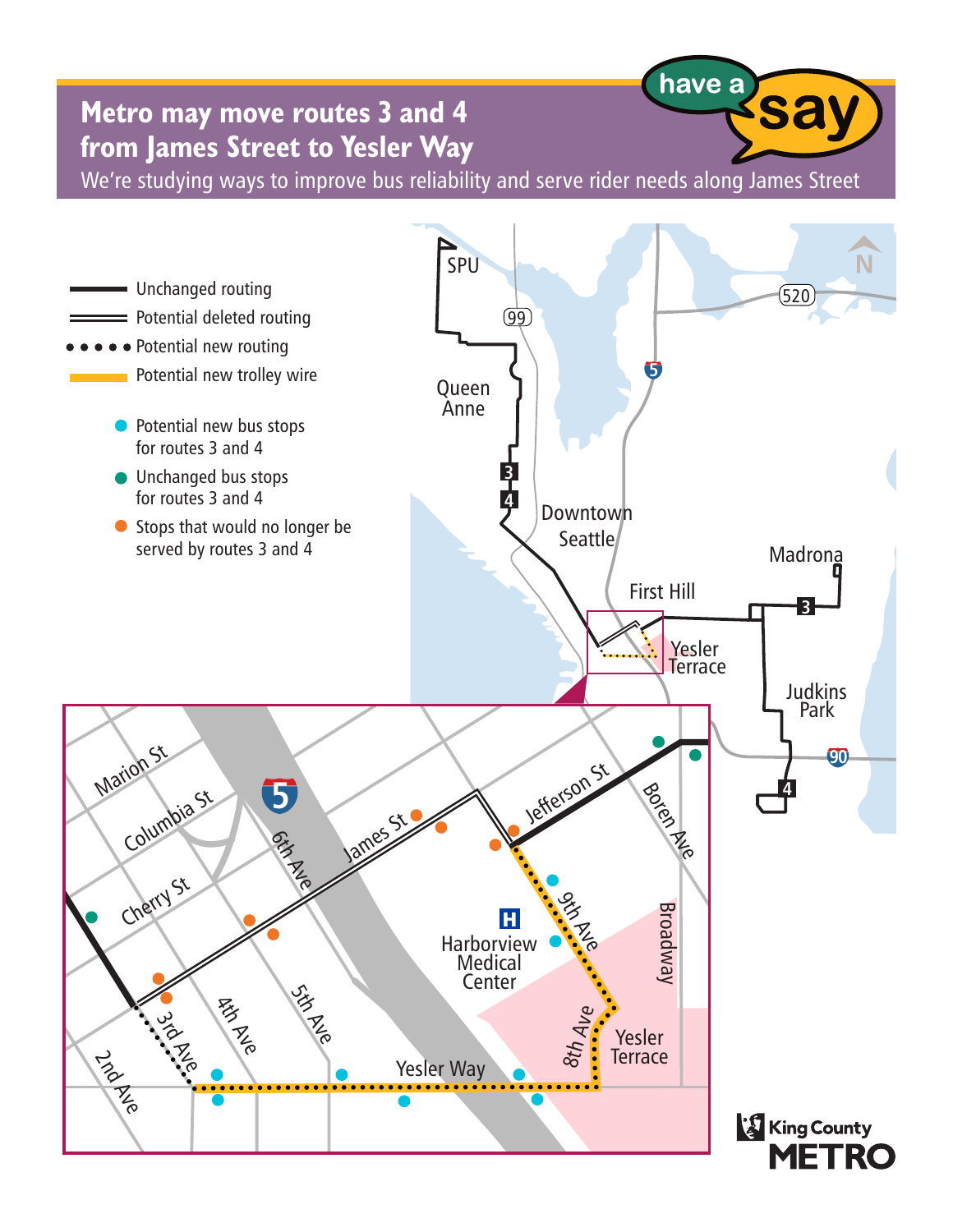# Metro may move routes 3 and 4 from James Street to Yesler Way

have a say

We're studying ways to improve bus reliability and serve rider needs along James Street

Unchanged routing

Potential deleted routing

Potential new routing

Potential new trolley wire

Potential new bus stops for routes 3 and 4

Unchanged bus stops for routes 3 and 4

Stops that would no longer be served by routes 3 and 4

SPU

Queen Anne

Downtown Seattle

First Hill

Yesler Terrace

Madrona

Judkins Park

3

4

99

520

5

90

N

Marion St

Columbia St

Cherry St

James St

Jefferson St

Yesler Way

2nd Ave

3rd Ave

4th Ave

5th Ave

6th Ave

8th Ave

9th Ave

Boren Ave

Broadway

Harborview Medical Center

Yesler Terrace

King County METRO